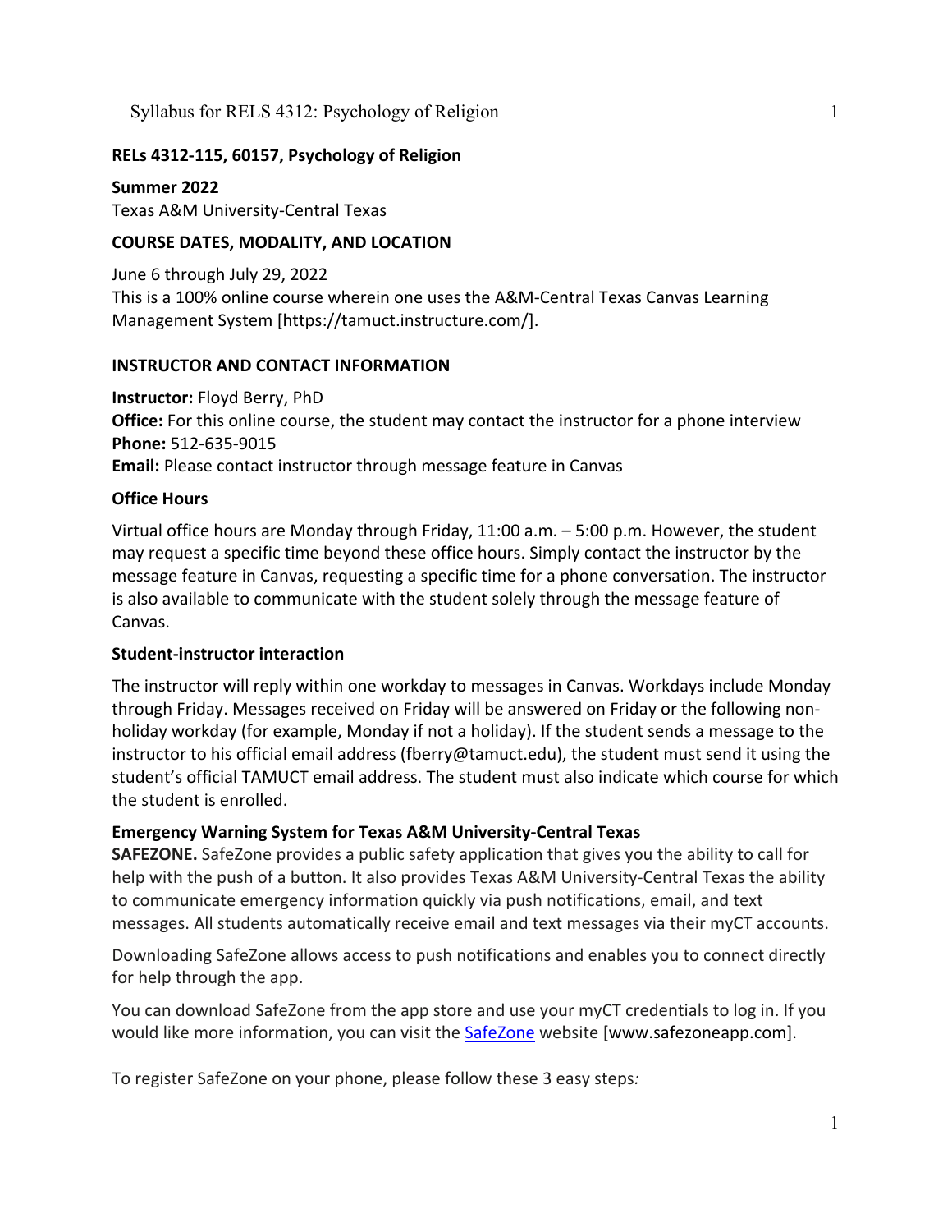**RELs 4312-115, 60157, Psychology of Religion**

**Summer 2022**
Texas A&M University-Central Texas

## COURSE DATES, MODALITY, AND LOCATION

June 6 through July 29, 2022
This is a 100% online course wherein one uses the A&M-Central Texas Canvas Learning Management System [https://tamuct.instructure.com/].

## INSTRUCTOR AND CONTACT INFORMATION

**Instructor:** Floyd Berry, PhD
**Office:** For this online course, the student may contact the instructor for a phone interview
**Phone:** 512-635-9015
**Email:** Please contact instructor through message feature in Canvas

### Office Hours

Virtual office hours are Monday through Friday, 11:00 a.m. – 5:00 p.m. However, the student may request a specific time beyond these office hours. Simply contact the instructor by the message feature in Canvas, requesting a specific time for a phone conversation. The instructor is also available to communicate with the student solely through the message feature of Canvas.

### Student-instructor interaction

The instructor will reply within one workday to messages in Canvas. Workdays include Monday through Friday. Messages received on Friday will be answered on Friday or the following non-holiday workday (for example, Monday if not a holiday). If the student sends a message to the instructor to his official email address (fberry@tamuct.edu), the student must send it using the student's official TAMUCT email address. The student must also indicate which course for which the student is enrolled.

### Emergency Warning System for Texas A&M University-Central Texas

**SAFEZONE.** SafeZone provides a public safety application that gives you the ability to call for help with the push of a button. It also provides Texas A&M University-Central Texas the ability to communicate emergency information quickly via push notifications, email, and text messages. All students automatically receive email and text messages via their myCT accounts.

Downloading SafeZone allows access to push notifications and enables you to connect directly for help through the app.

You can download SafeZone from the app store and use your myCT credentials to log in. If you would like more information, you can visit the SafeZone website [www.safezoneapp.com].

To register SafeZone on your phone, please follow these 3 easy steps*:*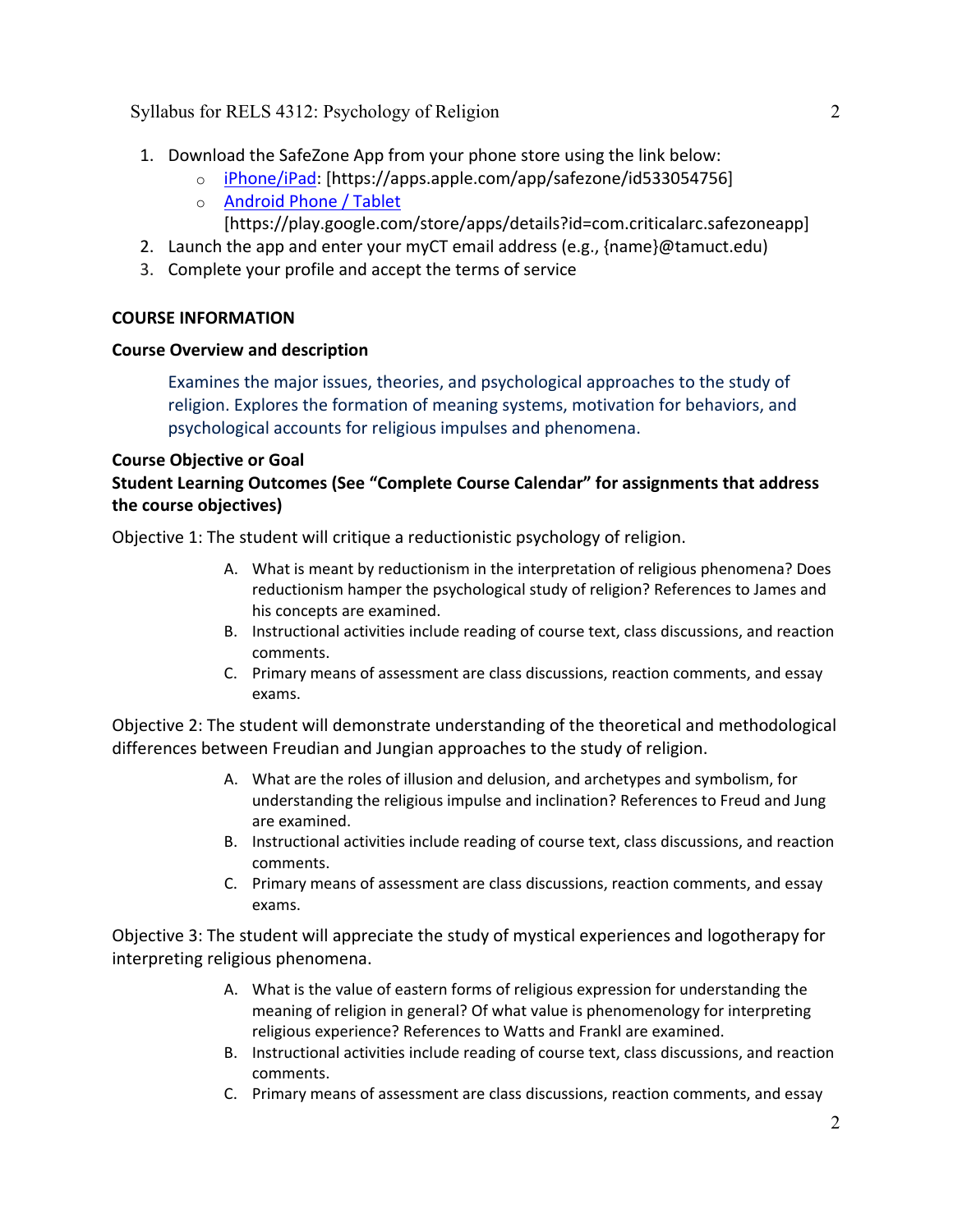1. Download the SafeZone App from your phone store using the link below:
   - [iPhone/iPad]: [https://apps.apple.com/app/safezone/id533054756]
   - [Android Phone / Tablet] [https://play.google.com/store/apps/details?id=com.criticalarc.safezoneapp]
2. Launch the app and enter your myCT email address (e.g., {name}@tamuct.edu)
3. Complete your profile and accept the terms of service

**COURSE INFORMATION**

**Course Overview and description**

> Examines the major issues, theories, and psychological approaches to the study of religion. Explores the formation of meaning systems, motivation for behaviors, and psychological accounts for religious impulses and phenomena.

**Course Objective or Goal**

**Student Learning Outcomes (See "Complete Course Calendar" for assignments that address the course objectives)**

Objective 1: The student will critique a reductionistic psychology of religion.

A. What is meant by reductionism in the interpretation of religious phenomena? Does reductionism hamper the psychological study of religion? References to James and his concepts are examined.
B. Instructional activities include reading of course text, class discussions, and reaction comments.
C. Primary means of assessment are class discussions, reaction comments, and essay exams.

Objective 2: The student will demonstrate understanding of the theoretical and methodological differences between Freudian and Jungian approaches to the study of religion.

A. What are the roles of illusion and delusion, and archetypes and symbolism, for understanding the religious impulse and inclination? References to Freud and Jung are examined.
B. Instructional activities include reading of course text, class discussions, and reaction comments.
C. Primary means of assessment are class discussions, reaction comments, and essay exams.

Objective 3: The student will appreciate the study of mystical experiences and logotherapy for interpreting religious phenomena.

A. What is the value of eastern forms of religious expression for understanding the meaning of religion in general? Of what value is phenomenology for interpreting religious experience? References to Watts and Frankl are examined.
B. Instructional activities include reading of course text, class discussions, and reaction comments.
C. Primary means of assessment are class discussions, reaction comments, and essay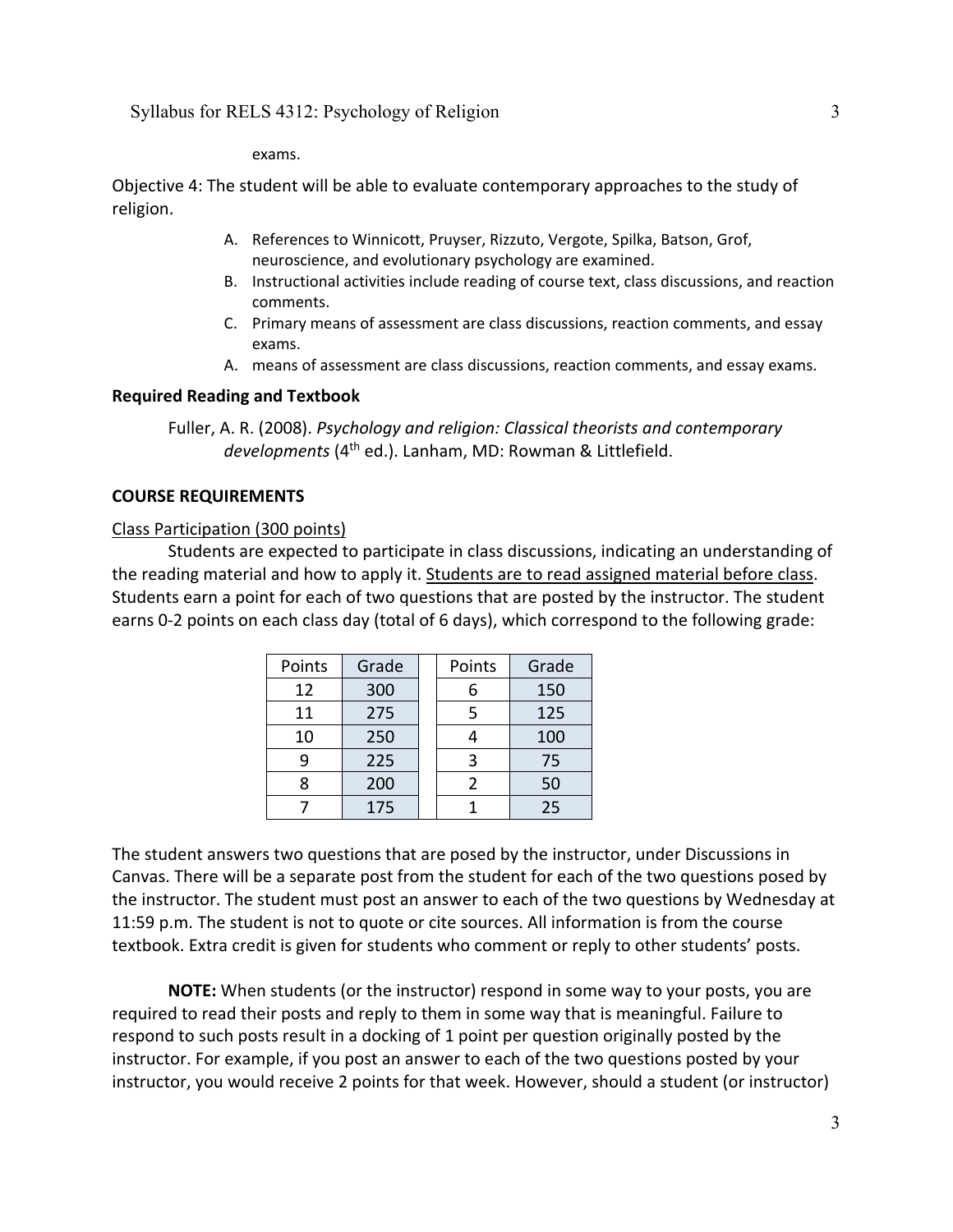exams.

Objective 4: The student will be able to evaluate contemporary approaches to the study of religion.

A. References to Winnicott, Pruyser, Rizzuto, Vergote, Spilka, Batson, Grof, neuroscience, and evolutionary psychology are examined.
B. Instructional activities include reading of course text, class discussions, and reaction comments.
C. Primary means of assessment are class discussions, reaction comments, and essay exams.
A. means of assessment are class discussions, reaction comments, and essay exams.

**Required Reading and Textbook**

Fuller, A. R. (2008). *Psychology and religion: Classical theorists and contemporary developments* (4th ed.). Lanham, MD: Rowman & Littlefield.

**COURSE REQUIREMENTS**

Class Participation (300 points)

Students are expected to participate in class discussions, indicating an understanding of the reading material and how to apply it. Students are to read assigned material before class. Students earn a point for each of two questions that are posted by the instructor. The student earns 0-2 points on each class day (total of 6 days), which correspond to the following grade:

| Points | Grade | | Points | Grade |
|---|---|---|---|---|
| 12 | 300 | | 6 | 150 |
| 11 | 275 | | 5 | 125 |
| 10 | 250 | | 4 | 100 |
| 9 | 225 | | 3 | 75 |
| 8 | 200 | | 2 | 50 |
| 7 | 175 | | 1 | 25 |

The student answers two questions that are posed by the instructor, under Discussions in Canvas. There will be a separate post from the student for each of the two questions posed by the instructor. The student must post an answer to each of the two questions by Wednesday at 11:59 p.m. The student is not to quote or cite sources. All information is from the course textbook. Extra credit is given for students who comment or reply to other students' posts.

**NOTE:** When students (or the instructor) respond in some way to your posts, you are required to read their posts and reply to them in some way that is meaningful. Failure to respond to such posts result in a docking of 1 point per question originally posted by the instructor. For example, if you post an answer to each of the two questions posted by your instructor, you would receive 2 points for that week. However, should a student (or instructor)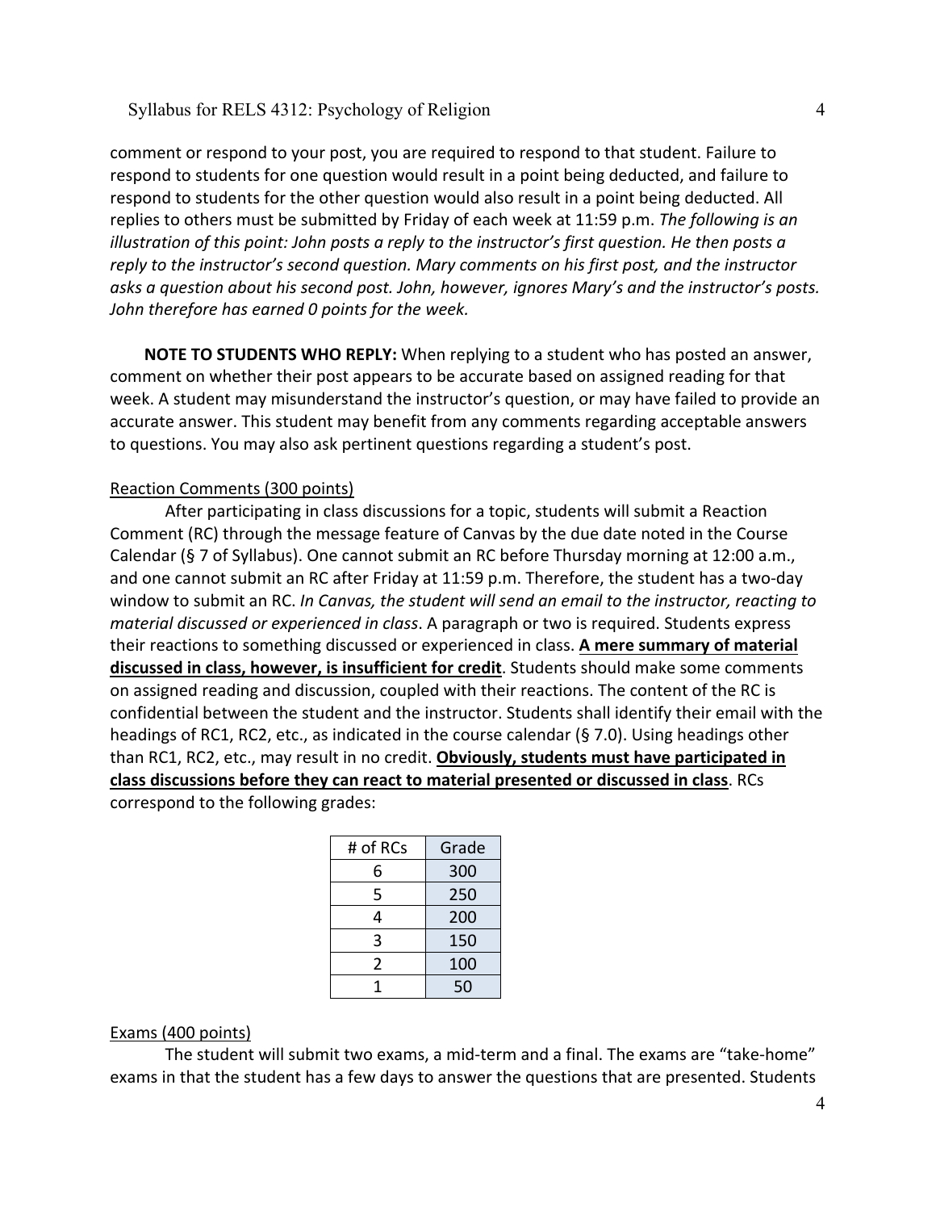comment or respond to your post, you are required to respond to that student. Failure to respond to students for one question would result in a point being deducted, and failure to respond to students for the other question would also result in a point being deducted. All replies to others must be submitted by Friday of each week at 11:59 p.m. *The following is an illustration of this point: John posts a reply to the instructor's first question. He then posts a reply to the instructor's second question. Mary comments on his first post, and the instructor asks a question about his second post. John, however, ignores Mary's and the instructor's posts. John therefore has earned 0 points for the week.*

**NOTE TO STUDENTS WHO REPLY:** When replying to a student who has posted an answer, comment on whether their post appears to be accurate based on assigned reading for that week. A student may misunderstand the instructor's question, or may have failed to provide an accurate answer. This student may benefit from any comments regarding acceptable answers to questions. You may also ask pertinent questions regarding a student's post.

<u>Reaction Comments (300 points)</u>

After participating in class discussions for a topic, students will submit a Reaction Comment (RC) through the message feature of Canvas by the due date noted in the Course Calendar (§ 7 of Syllabus). One cannot submit an RC before Thursday morning at 12:00 a.m., and one cannot submit an RC after Friday at 11:59 p.m. Therefore, the student has a two-day window to submit an RC. *In Canvas, the student will send an email to the instructor, reacting to material discussed or experienced in class*. A paragraph or two is required. Students express their reactions to something discussed or experienced in class. **<u>A mere summary of material discussed in class, however, is insufficient for credit</u>**. Students should make some comments on assigned reading and discussion, coupled with their reactions. The content of the RC is confidential between the student and the instructor. Students shall identify their email with the headings of RC1, RC2, etc., as indicated in the course calendar (§ 7.0). Using headings other than RC1, RC2, etc., may result in no credit. **<u>Obviously, students must have participated in class discussions before they can react to material presented or discussed in class</u>**. RCs correspond to the following grades:

| # of RCs | Grade |
|---|---|
| 6 | 300 |
| 5 | 250 |
| 4 | 200 |
| 3 | 150 |
| 2 | 100 |
| 1 | 50 |

<u>Exams (400 points)</u>

The student will submit two exams, a mid-term and a final. The exams are "take-home" exams in that the student has a few days to answer the questions that are presented. Students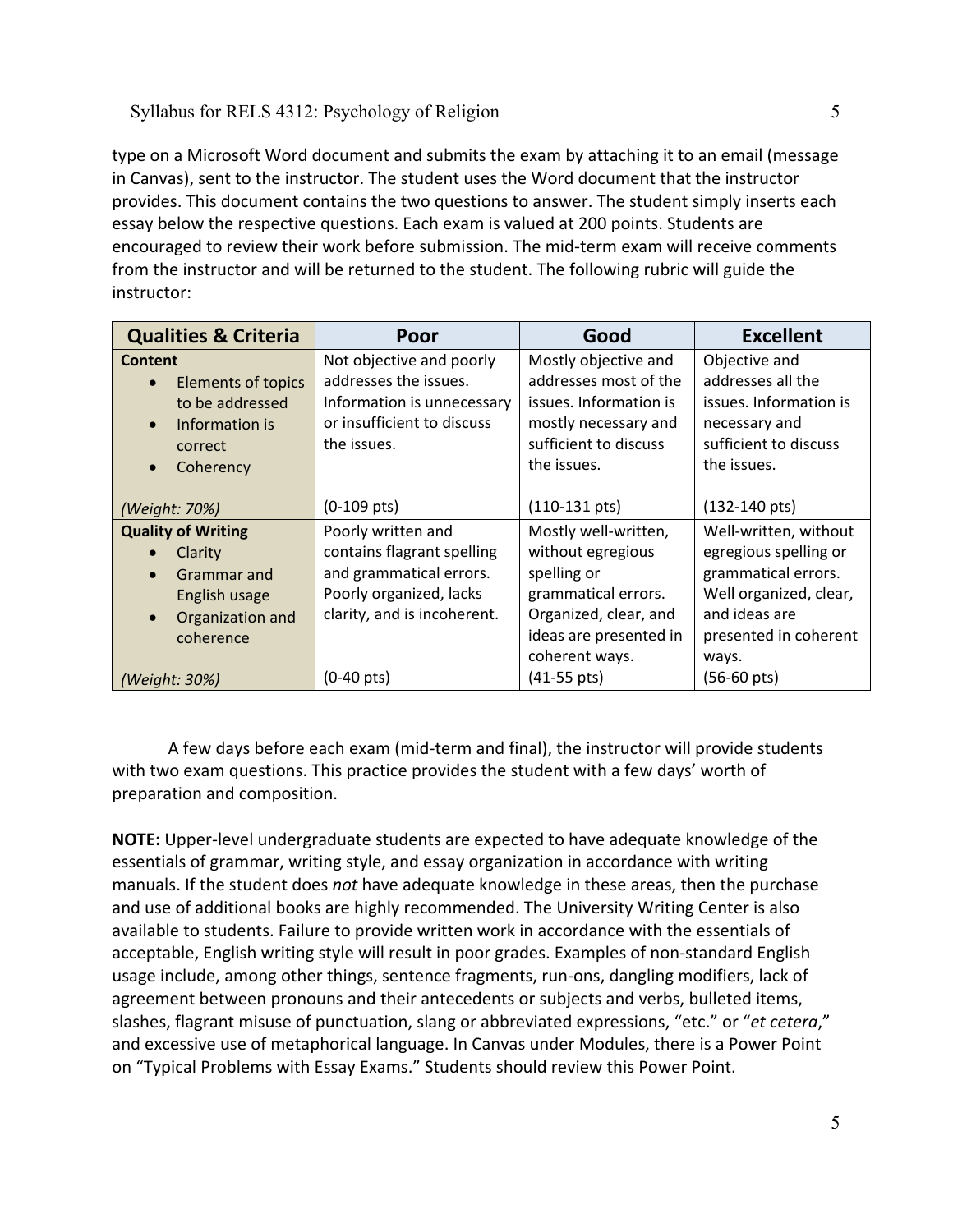type on a Microsoft Word document and submits the exam by attaching it to an email (message in Canvas), sent to the instructor. The student uses the Word document that the instructor provides. This document contains the two questions to answer. The student simply inserts each essay below the respective questions. Each exam is valued at 200 points. Students are encouraged to review their work before submission. The mid-term exam will receive comments from the instructor and will be returned to the student. The following rubric will guide the instructor:

| Qualities & Criteria | Poor | Good | Excellent |
|---|---|---|---|
| **Content**<br>• Elements of topics to be addressed<br>• Information is correct<br>• Coherency<br><br>*(Weight: 70%)* | Not objective and poorly addresses the issues. Information is unnecessary or insufficient to discuss the issues.<br><br>(0-109 pts) | Mostly objective and addresses most of the issues. Information is mostly necessary and sufficient to discuss the issues.<br><br>(110-131 pts) | Objective and addresses all the issues. Information is necessary and sufficient to discuss the issues.<br><br>(132-140 pts) |
| **Quality of Writing**<br>• Clarity<br>• Grammar and English usage<br>• Organization and coherence<br><br>*(Weight: 30%)* | Poorly written and contains flagrant spelling and grammatical errors. Poorly organized, lacks clarity, and is incoherent.<br><br>(0-40 pts) | Mostly well-written, without egregious spelling or grammatical errors. Organized, clear, and ideas are presented in coherent ways.<br>(41-55 pts) | Well-written, without egregious spelling or grammatical errors. Well organized, clear, and ideas are presented in coherent ways.<br>(56-60 pts) |

A few days before each exam (mid-term and final), the instructor will provide students with two exam questions. This practice provides the student with a few days' worth of preparation and composition.

**NOTE:** Upper-level undergraduate students are expected to have adequate knowledge of the essentials of grammar, writing style, and essay organization in accordance with writing manuals. If the student does *not* have adequate knowledge in these areas, then the purchase and use of additional books are highly recommended. The University Writing Center is also available to students. Failure to provide written work in accordance with the essentials of acceptable, English writing style will result in poor grades. Examples of non-standard English usage include, among other things, sentence fragments, run-ons, dangling modifiers, lack of agreement between pronouns and their antecedents or subjects and verbs, bulleted items, slashes, flagrant misuse of punctuation, slang or abbreviated expressions, "etc." or "*et cetera*," and excessive use of metaphorical language. In Canvas under Modules, there is a Power Point on "Typical Problems with Essay Exams." Students should review this Power Point.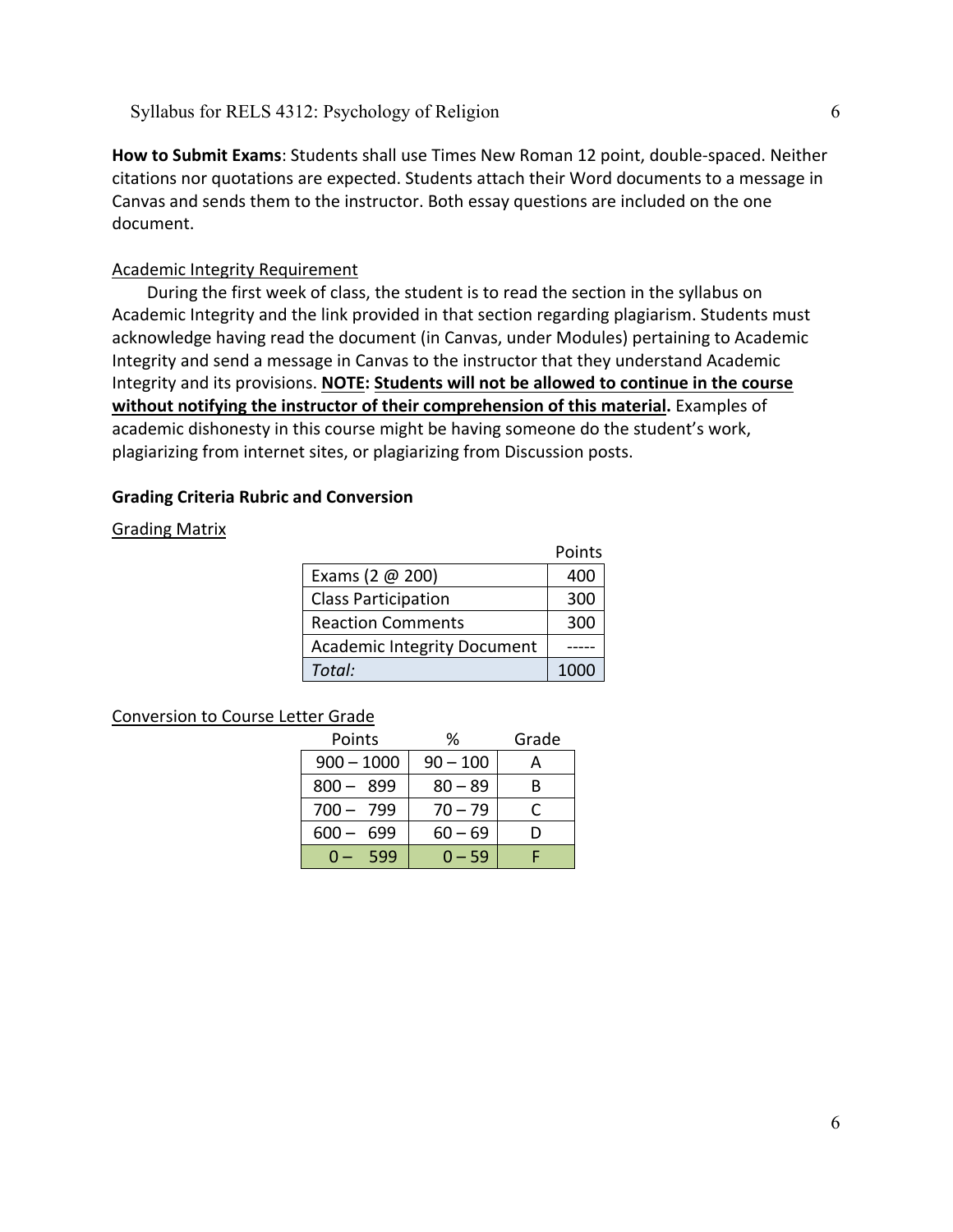**How to Submit Exams**: Students shall use Times New Roman 12 point, double-spaced. Neither citations nor quotations are expected. Students attach their Word documents to a message in Canvas and sends them to the instructor. Both essay questions are included on the one document.

<u>Academic Integrity Requirement</u>

During the first week of class, the student is to read the section in the syllabus on Academic Integrity and the link provided in that section regarding plagiarism. Students must acknowledge having read the document (in Canvas, under Modules) pertaining to Academic Integrity and send a message in Canvas to the instructor that they understand Academic Integrity and its provisions. **<u>NOTE</u>: <u>Students will not be allowed to continue in the course without notifying the instructor of their comprehension of this material</u>.** Examples of academic dishonesty in this course might be having someone do the student's work, plagiarizing from internet sites, or plagiarizing from Discussion posts.

### Grading Criteria Rubric and Conversion

<u>Grading Matrix</u>

| | Points |
|---|---|
| Exams (2 @ 200) | 400 |
| Class Participation | 300 |
| Reaction Comments | 300 |
| Academic Integrity Document | ----- |
| *Total:* | 1000 |

<u>Conversion to Course Letter Grade</u>

| Points | % | Grade |
|---|---|---|
| 900 – 1000 | 90 – 100 | A |
| 800 – 899 | 80 – 89 | B |
| 700 – 799 | 70 – 79 | C |
| 600 – 699 | 60 – 69 | D |
| 0 – 599 | 0 – 59 | F |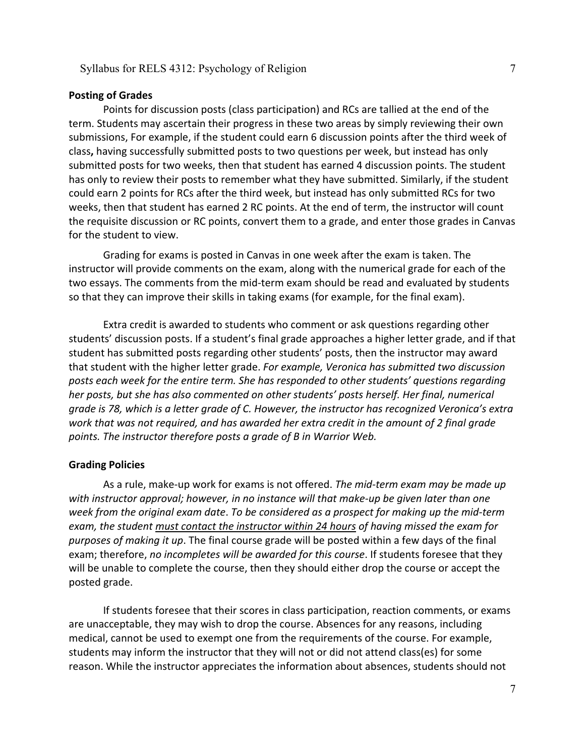**Posting of Grades**

Points for discussion posts (class participation) and RCs are tallied at the end of the term. Students may ascertain their progress in these two areas by simply reviewing their own submissions, For example, if the student could earn 6 discussion points after the third week of class**,** having successfully submitted posts to two questions per week, but instead has only submitted posts for two weeks, then that student has earned 4 discussion points. The student has only to review their posts to remember what they have submitted. Similarly, if the student could earn 2 points for RCs after the third week, but instead has only submitted RCs for two weeks, then that student has earned 2 RC points. At the end of term, the instructor will count the requisite discussion or RC points, convert them to a grade, and enter those grades in Canvas for the student to view.

Grading for exams is posted in Canvas in one week after the exam is taken. The instructor will provide comments on the exam, along with the numerical grade for each of the two essays. The comments from the mid-term exam should be read and evaluated by students so that they can improve their skills in taking exams (for example, for the final exam).

Extra credit is awarded to students who comment or ask questions regarding other students' discussion posts. If a student's final grade approaches a higher letter grade, and if that student has submitted posts regarding other students' posts, then the instructor may award that student with the higher letter grade. *For example, Veronica has submitted two discussion posts each week for the entire term. She has responded to other students' questions regarding her posts, but she has also commented on other students' posts herself. Her final, numerical grade is 78, which is a letter grade of C. However, the instructor has recognized Veronica's extra work that was not required, and has awarded her extra credit in the amount of 2 final grade points. The instructor therefore posts a grade of B in Warrior Web.*

**Grading Policies**

As a rule, make-up work for exams is not offered. *The mid-term exam may be made up with instructor approval; however, in no instance will that make-up be given later than one week from the original exam date*. *To be considered as a prospect for making up the mid-term exam, the student <u>must contact the instructor within 24 hours</u> of having missed the exam for purposes of making it up*. The final course grade will be posted within a few days of the final exam; therefore, *no incompletes will be awarded for this course*. If students foresee that they will be unable to complete the course, then they should either drop the course or accept the posted grade.

If students foresee that their scores in class participation, reaction comments, or exams are unacceptable, they may wish to drop the course. Absences for any reasons, including medical, cannot be used to exempt one from the requirements of the course. For example, students may inform the instructor that they will not or did not attend class(es) for some reason. While the instructor appreciates the information about absences, students should not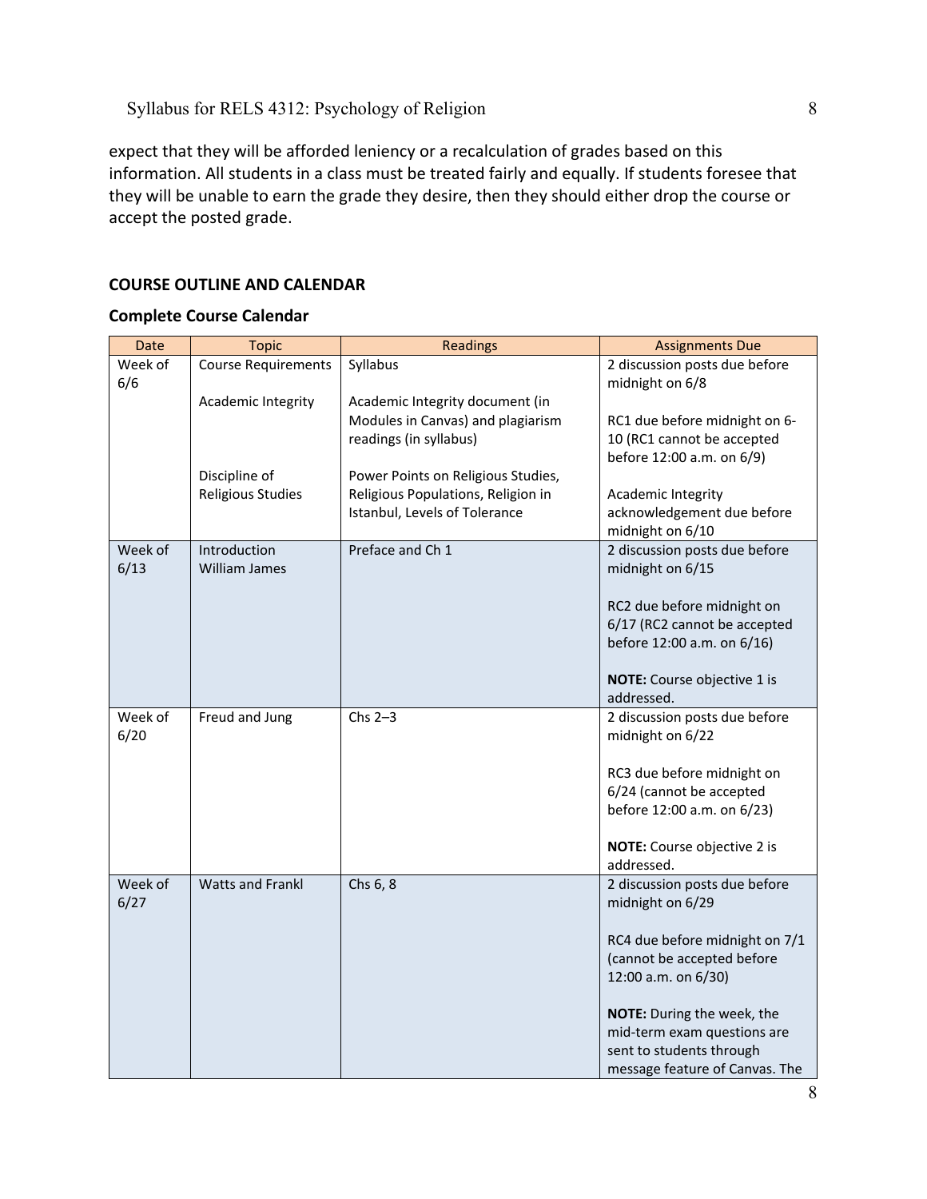expect that they will be afforded leniency or a recalculation of grades based on this information. All students in a class must be treated fairly and equally. If students foresee that they will be unable to earn the grade they desire, then they should either drop the course or accept the posted grade.

## COURSE OUTLINE AND CALENDAR

### Complete Course Calendar

| Date | Topic | Readings | Assignments Due |
|---|---|---|---|
| Week of 6/6 | Course Requirements<br><br>Academic Integrity<br><br>Discipline of Religious Studies | Syllabus<br><br>Academic Integrity document (in Modules in Canvas) and plagiarism readings (in syllabus)<br><br>Power Points on Religious Studies, Religious Populations, Religion in Istanbul, Levels of Tolerance | 2 discussion posts due before midnight on 6/8<br><br>RC1 due before midnight on 6-10 (RC1 cannot be accepted before 12:00 a.m. on 6/9)<br><br>Academic Integrity acknowledgement due before midnight on 6/10 |
| Week of 6/13 | Introduction William James | Preface and Ch 1 | 2 discussion posts due before midnight on 6/15<br><br>RC2 due before midnight on 6/17 (RC2 cannot be accepted before 12:00 a.m. on 6/16)<br><br>**NOTE:** Course objective 1 is addressed. |
| Week of 6/20 | Freud and Jung | Chs 2–3 | 2 discussion posts due before midnight on 6/22<br><br>RC3 due before midnight on 6/24 (cannot be accepted before 12:00 a.m. on 6/23)<br><br>**NOTE:** Course objective 2 is addressed. |
| Week of 6/27 | Watts and Frankl | Chs 6, 8 | 2 discussion posts due before midnight on 6/29<br><br>RC4 due before midnight on 7/1 (cannot be accepted before 12:00 a.m. on 6/30)<br><br>**NOTE:** During the week, the mid-term exam questions are sent to students through message feature of Canvas. The |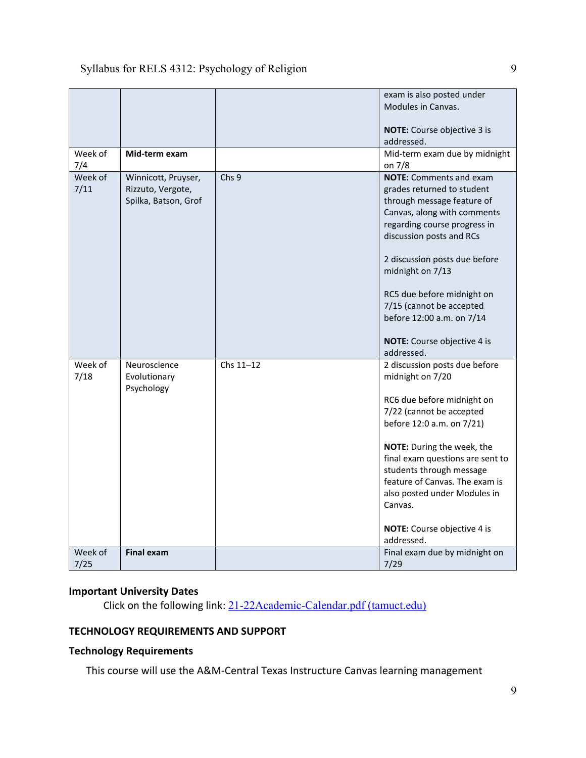| | | | |
|---|---|---|---|
| | | | exam is also posted under Modules in Canvas.<br><br>**NOTE:** Course objective 3 is addressed. |
| Week of 7/4 | **Mid-term exam** | | Mid-term exam due by midnight on 7/8 |
| Week of 7/11 | Winnicott, Pruyser, Rizzuto, Vergote, Spilka, Batson, Grof | Chs 9 | **NOTE:** Comments and exam grades returned to student through message feature of Canvas, along with comments regarding course progress in discussion posts and RCs<br><br>2 discussion posts due before midnight on 7/13<br><br>RC5 due before midnight on 7/15 (cannot be accepted before 12:00 a.m. on 7/14<br><br>**NOTE:** Course objective 4 is addressed. |
| Week of 7/18 | Neuroscience Evolutionary Psychology | Chs 11–12 | 2 discussion posts due before midnight on 7/20<br><br>RC6 due before midnight on 7/22 (cannot be accepted before 12:0 a.m. on 7/21)<br><br>**NOTE:** During the week, the final exam questions are sent to students through message feature of Canvas. The exam is also posted under Modules in Canvas.<br><br>**NOTE:** Course objective 4 is addressed. |
| Week of 7/25 | **Final exam** | | Final exam due by midnight on 7/29 |

### Important University Dates

Click on the following link: [21-22Academic-Calendar.pdf (tamuct.edu)]

## TECHNOLOGY REQUIREMENTS AND SUPPORT

### Technology Requirements

This course will use the A&M-Central Texas Instructure Canvas learning management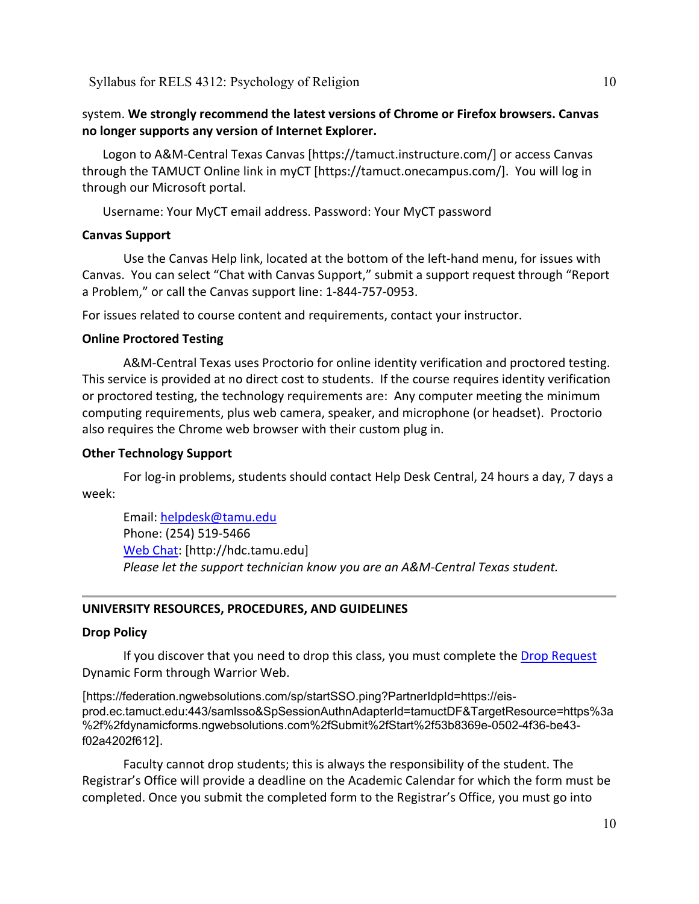system. **We strongly recommend the latest versions of Chrome or Firefox browsers. Canvas no longer supports any version of Internet Explorer.**

Logon to A&M-Central Texas Canvas [https://tamuct.instructure.com/] or access Canvas through the TAMUCT Online link in myCT [https://tamuct.onecampus.com/]. You will log in through our Microsoft portal.

Username: Your MyCT email address. Password: Your MyCT password

**Canvas Support**

Use the Canvas Help link, located at the bottom of the left-hand menu, for issues with Canvas. You can select "Chat with Canvas Support," submit a support request through "Report a Problem," or call the Canvas support line: 1-844-757-0953.

For issues related to course content and requirements, contact your instructor.

**Online Proctored Testing**

A&M-Central Texas uses Proctorio for online identity verification and proctored testing. This service is provided at no direct cost to students. If the course requires identity verification or proctored testing, the technology requirements are: Any computer meeting the minimum computing requirements, plus web camera, speaker, and microphone (or headset). Proctorio also requires the Chrome web browser with their custom plug in.

**Other Technology Support**

For log-in problems, students should contact Help Desk Central, 24 hours a day, 7 days a week:

Email: helpdesk@tamu.edu
Phone: (254) 519-5466
Web Chat: [http://hdc.tamu.edu]
*Please let the support technician know you are an A&M-Central Texas student.*

---

## UNIVERSITY RESOURCES, PROCEDURES, AND GUIDELINES

**Drop Policy**

If you discover that you need to drop this class, you must complete the Drop Request Dynamic Form through Warrior Web.

[https://federation.ngwebsolutions.com/sp/startSSO.ping?PartnerIdpId=https://eis-prod.ec.tamuct.edu:443/samlsso&SpSessionAuthnAdapterId=tamuctDF&TargetResource=https%3a%2f%2fdynamicforms.ngwebsolutions.com%2fSubmit%2fStart%2f53b8369e-0502-4f36-be43-f02a4202f612].

Faculty cannot drop students; this is always the responsibility of the student. The Registrar's Office will provide a deadline on the Academic Calendar for which the form must be completed. Once you submit the completed form to the Registrar's Office, you must go into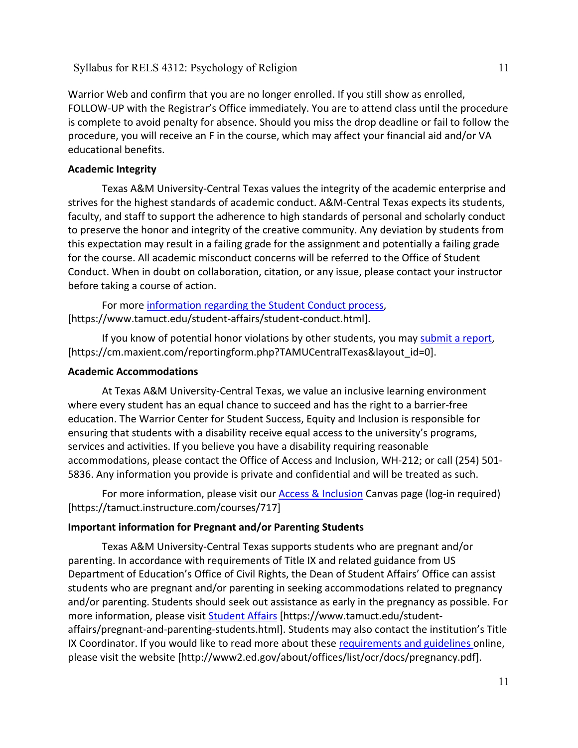Warrior Web and confirm that you are no longer enrolled. If you still show as enrolled, FOLLOW-UP with the Registrar's Office immediately. You are to attend class until the procedure is complete to avoid penalty for absence. Should you miss the drop deadline or fail to follow the procedure, you will receive an F in the course, which may affect your financial aid and/or VA educational benefits.

**Academic Integrity**

Texas A&M University-Central Texas values the integrity of the academic enterprise and strives for the highest standards of academic conduct. A&M-Central Texas expects its students, faculty, and staff to support the adherence to high standards of personal and scholarly conduct to preserve the honor and integrity of the creative community. Any deviation by students from this expectation may result in a failing grade for the assignment and potentially a failing grade for the course. All academic misconduct concerns will be referred to the Office of Student Conduct. When in doubt on collaboration, citation, or any issue, please contact your instructor before taking a course of action.

For more information regarding the Student Conduct process, [https://www.tamuct.edu/student-affairs/student-conduct.html].

If you know of potential honor violations by other students, you may submit a report, [https://cm.maxient.com/reportingform.php?TAMUCentralTexas&layout_id=0].

**Academic Accommodations**

At Texas A&M University-Central Texas, we value an inclusive learning environment where every student has an equal chance to succeed and has the right to a barrier-free education. The Warrior Center for Student Success, Equity and Inclusion is responsible for ensuring that students with a disability receive equal access to the university's programs, services and activities. If you believe you have a disability requiring reasonable accommodations, please contact the Office of Access and Inclusion, WH-212; or call (254) 501-5836. Any information you provide is private and confidential and will be treated as such.

For more information, please visit our Access & Inclusion Canvas page (log-in required) [https://tamuct.instructure.com/courses/717]

**Important information for Pregnant and/or Parenting Students**

Texas A&M University-Central Texas supports students who are pregnant and/or parenting. In accordance with requirements of Title IX and related guidance from US Department of Education's Office of Civil Rights, the Dean of Student Affairs' Office can assist students who are pregnant and/or parenting in seeking accommodations related to pregnancy and/or parenting. Students should seek out assistance as early in the pregnancy as possible. For more information, please visit Student Affairs [https://www.tamuct.edu/student-affairs/pregnant-and-parenting-students.html]. Students may also contact the institution's Title IX Coordinator. If you would like to read more about these requirements and guidelines online, please visit the website [http://www2.ed.gov/about/offices/list/ocr/docs/pregnancy.pdf].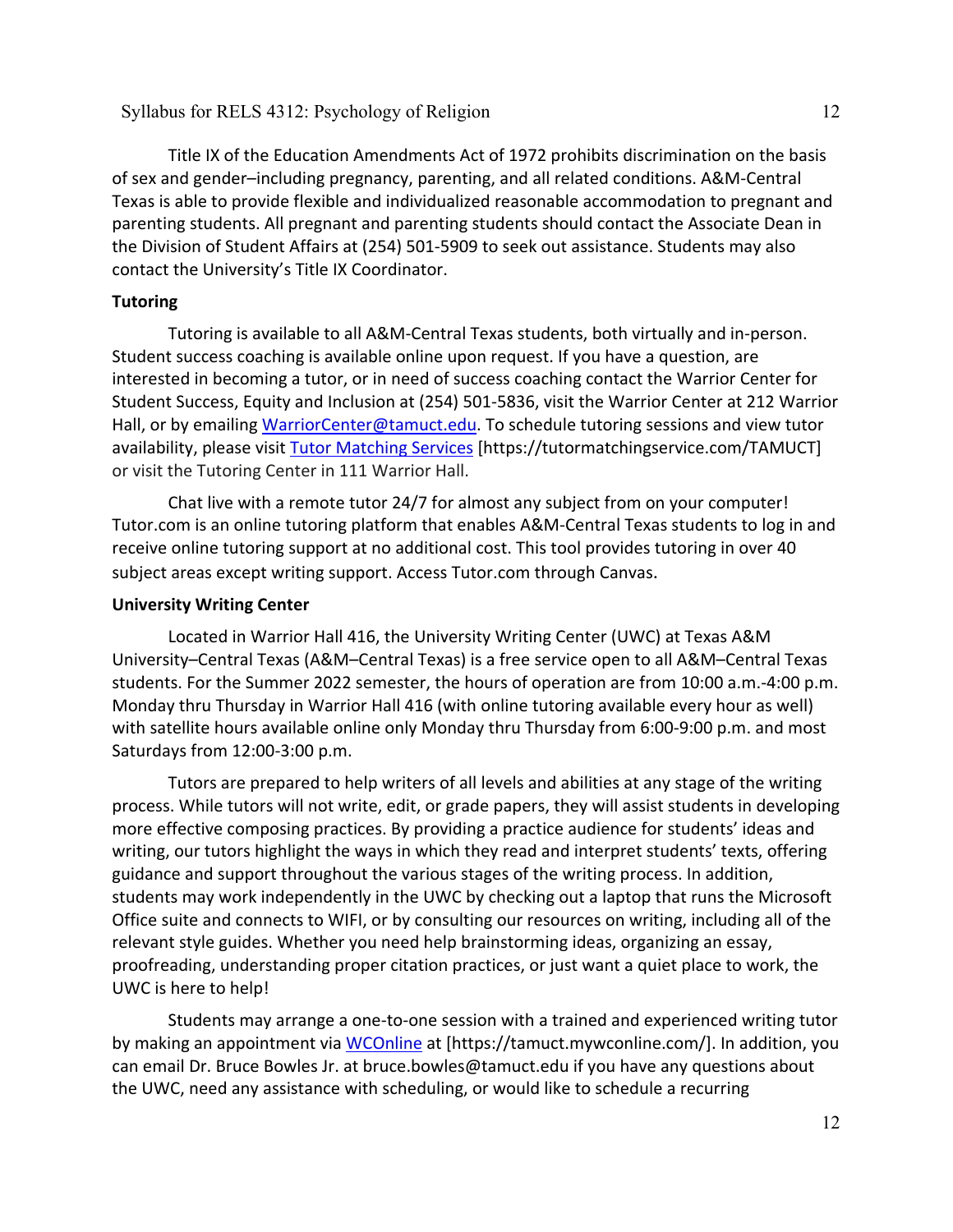Title IX of the Education Amendments Act of 1972 prohibits discrimination on the basis of sex and gender–including pregnancy, parenting, and all related conditions. A&M-Central Texas is able to provide flexible and individualized reasonable accommodation to pregnant and parenting students. All pregnant and parenting students should contact the Associate Dean in the Division of Student Affairs at (254) 501-5909 to seek out assistance. Students may also contact the University's Title IX Coordinator.

**Tutoring**

Tutoring is available to all A&M-Central Texas students, both virtually and in-person. Student success coaching is available online upon request. If you have a question, are interested in becoming a tutor, or in need of success coaching contact the Warrior Center for Student Success, Equity and Inclusion at (254) 501-5836, visit the Warrior Center at 212 Warrior Hall, or by emailing WarriorCenter@tamuct.edu. To schedule tutoring sessions and view tutor availability, please visit Tutor Matching Services [https://tutormatchingservice.com/TAMUCT] or visit the Tutoring Center in 111 Warrior Hall.

Chat live with a remote tutor 24/7 for almost any subject from on your computer! Tutor.com is an online tutoring platform that enables A&M-Central Texas students to log in and receive online tutoring support at no additional cost. This tool provides tutoring in over 40 subject areas except writing support. Access Tutor.com through Canvas.

**University Writing Center**

Located in Warrior Hall 416, the University Writing Center (UWC) at Texas A&M University–Central Texas (A&M–Central Texas) is a free service open to all A&M–Central Texas students. For the Summer 2022 semester, the hours of operation are from 10:00 a.m.-4:00 p.m. Monday thru Thursday in Warrior Hall 416 (with online tutoring available every hour as well) with satellite hours available online only Monday thru Thursday from 6:00-9:00 p.m. and most Saturdays from 12:00-3:00 p.m.

Tutors are prepared to help writers of all levels and abilities at any stage of the writing process. While tutors will not write, edit, or grade papers, they will assist students in developing more effective composing practices. By providing a practice audience for students' ideas and writing, our tutors highlight the ways in which they read and interpret students' texts, offering guidance and support throughout the various stages of the writing process. In addition, students may work independently in the UWC by checking out a laptop that runs the Microsoft Office suite and connects to WIFI, or by consulting our resources on writing, including all of the relevant style guides. Whether you need help brainstorming ideas, organizing an essay, proofreading, understanding proper citation practices, or just want a quiet place to work, the UWC is here to help!

Students may arrange a one-to-one session with a trained and experienced writing tutor by making an appointment via WCOnline at [https://tamuct.mywconline.com/]. In addition, you can email Dr. Bruce Bowles Jr. at bruce.bowles@tamuct.edu if you have any questions about the UWC, need any assistance with scheduling, or would like to schedule a recurring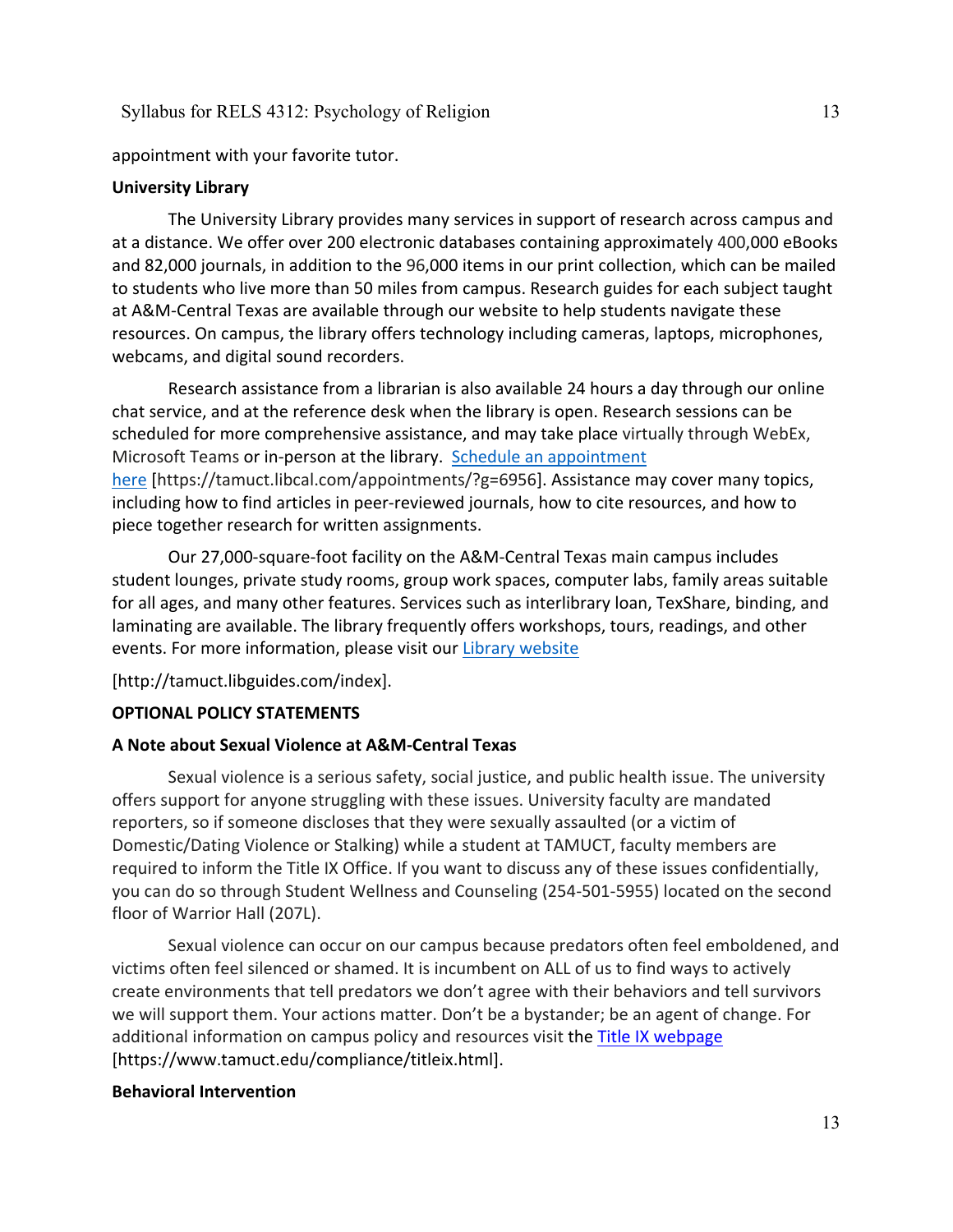appointment with your favorite tutor.

**University Library**

The University Library provides many services in support of research across campus and at a distance. We offer over 200 electronic databases containing approximately 400,000 eBooks and 82,000 journals, in addition to the 96,000 items in our print collection, which can be mailed to students who live more than 50 miles from campus. Research guides for each subject taught at A&M-Central Texas are available through our website to help students navigate these resources. On campus, the library offers technology including cameras, laptops, microphones, webcams, and digital sound recorders.

Research assistance from a librarian is also available 24 hours a day through our online chat service, and at the reference desk when the library is open. Research sessions can be scheduled for more comprehensive assistance, and may take place virtually through WebEx, Microsoft Teams or in-person at the library. [Schedule an appointment here](https://tamuct.libcal.com/appointments/?g=6956) [https://tamuct.libcal.com/appointments/?g=6956]. Assistance may cover many topics, including how to find articles in peer-reviewed journals, how to cite resources, and how to piece together research for written assignments.

Our 27,000-square-foot facility on the A&M-Central Texas main campus includes student lounges, private study rooms, group work spaces, computer labs, family areas suitable for all ages, and many other features. Services such as interlibrary loan, TexShare, binding, and laminating are available. The library frequently offers workshops, tours, readings, and other events. For more information, please visit our [Library website](http://tamuct.libguides.com/index)

[http://tamuct.libguides.com/index].

**OPTIONAL POLICY STATEMENTS**

**A Note about Sexual Violence at A&M-Central Texas**

Sexual violence is a serious safety, social justice, and public health issue. The university offers support for anyone struggling with these issues. University faculty are mandated reporters, so if someone discloses that they were sexually assaulted (or a victim of Domestic/Dating Violence or Stalking) while a student at TAMUCT, faculty members are required to inform the Title IX Office. If you want to discuss any of these issues confidentially, you can do so through Student Wellness and Counseling (254-501-5955) located on the second floor of Warrior Hall (207L).

Sexual violence can occur on our campus because predators often feel emboldened, and victims often feel silenced or shamed. It is incumbent on ALL of us to find ways to actively create environments that tell predators we don't agree with their behaviors and tell survivors we will support them. Your actions matter. Don't be a bystander; be an agent of change. For additional information on campus policy and resources visit the [Title IX webpage](https://www.tamuct.edu/compliance/titleix.html) [https://www.tamuct.edu/compliance/titleix.html].

**Behavioral Intervention**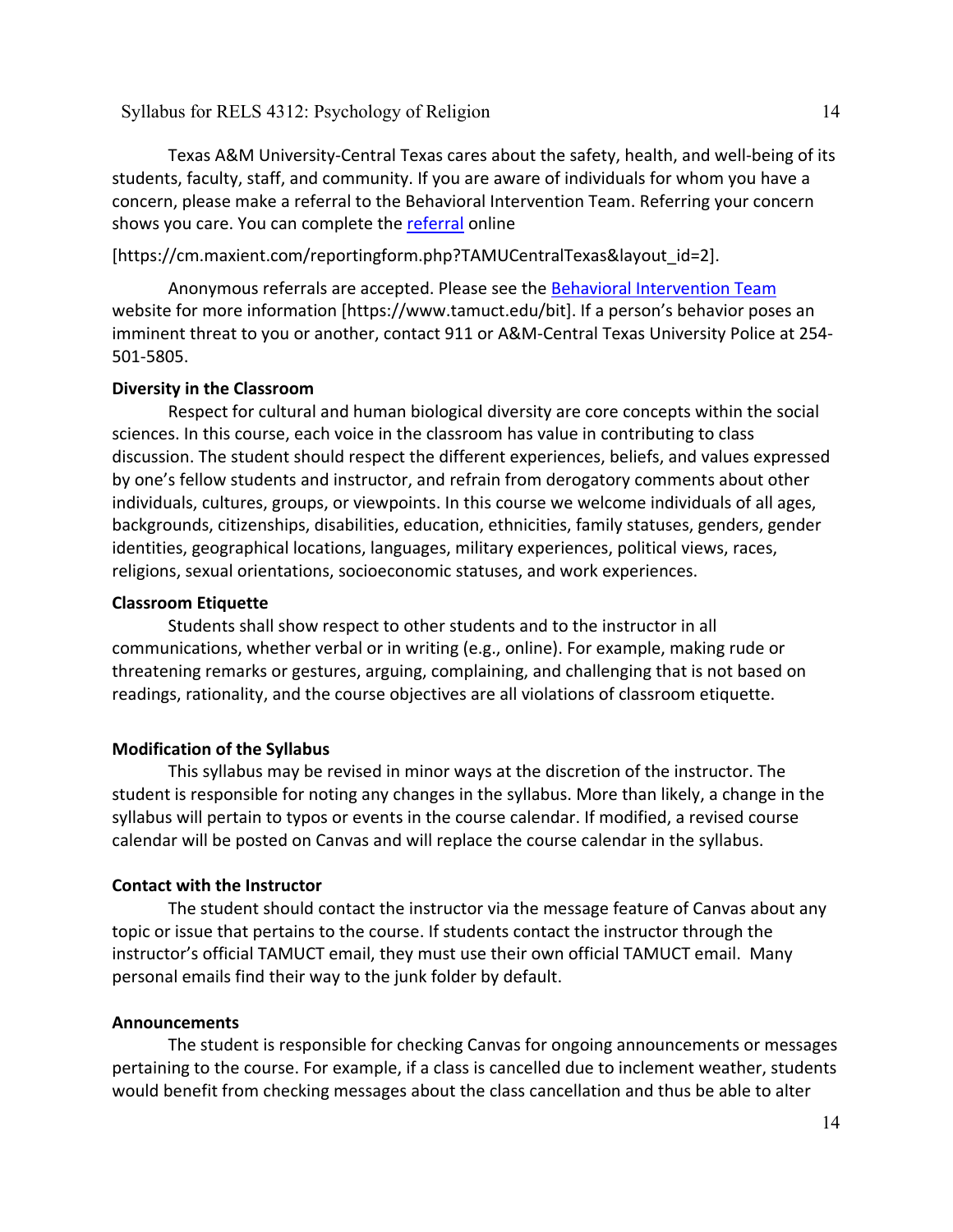Texas A&M University-Central Texas cares about the safety, health, and well-being of its students, faculty, staff, and community. If you are aware of individuals for whom you have a concern, please make a referral to the Behavioral Intervention Team. Referring your concern shows you care. You can complete the referral online

[https://cm.maxient.com/reportingform.php?TAMUCentralTexas&layout_id=2].

Anonymous referrals are accepted. Please see the Behavioral Intervention Team website for more information [https://www.tamuct.edu/bit]. If a person's behavior poses an imminent threat to you or another, contact 911 or A&M-Central Texas University Police at 254-501-5805.

**Diversity in the Classroom**

Respect for cultural and human biological diversity are core concepts within the social sciences. In this course, each voice in the classroom has value in contributing to class discussion. The student should respect the different experiences, beliefs, and values expressed by one's fellow students and instructor, and refrain from derogatory comments about other individuals, cultures, groups, or viewpoints. In this course we welcome individuals of all ages, backgrounds, citizenships, disabilities, education, ethnicities, family statuses, genders, gender identities, geographical locations, languages, military experiences, political views, races, religions, sexual orientations, socioeconomic statuses, and work experiences.

**Classroom Etiquette**

Students shall show respect to other students and to the instructor in all communications, whether verbal or in writing (e.g., online). For example, making rude or threatening remarks or gestures, arguing, complaining, and challenging that is not based on readings, rationality, and the course objectives are all violations of classroom etiquette.

**Modification of the Syllabus**

This syllabus may be revised in minor ways at the discretion of the instructor. The student is responsible for noting any changes in the syllabus. More than likely, a change in the syllabus will pertain to typos or events in the course calendar. If modified, a revised course calendar will be posted on Canvas and will replace the course calendar in the syllabus.

**Contact with the Instructor**

The student should contact the instructor via the message feature of Canvas about any topic or issue that pertains to the course. If students contact the instructor through the instructor's official TAMUCT email, they must use their own official TAMUCT email. Many personal emails find their way to the junk folder by default.

**Announcements**

The student is responsible for checking Canvas for ongoing announcements or messages pertaining to the course. For example, if a class is cancelled due to inclement weather, students would benefit from checking messages about the class cancellation and thus be able to alter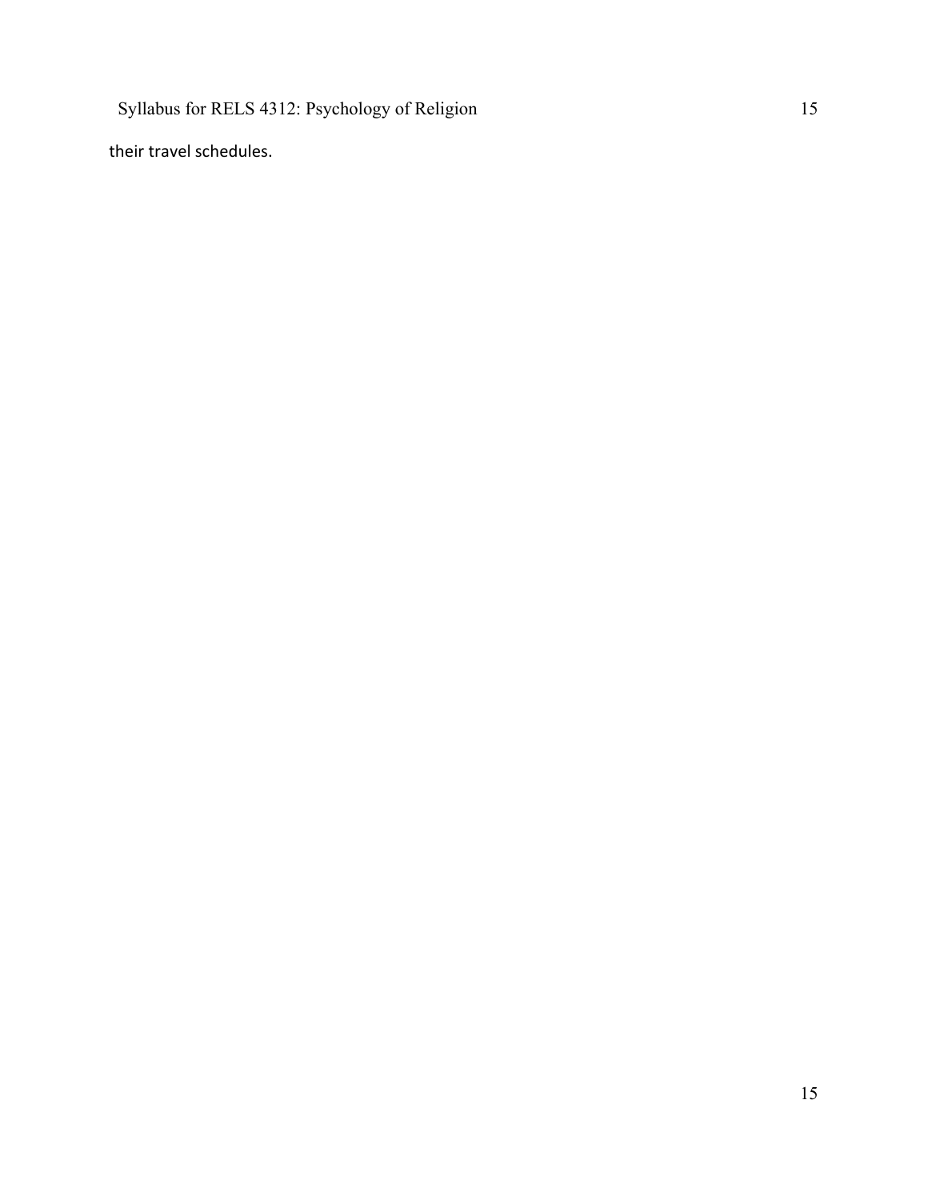their travel schedules.